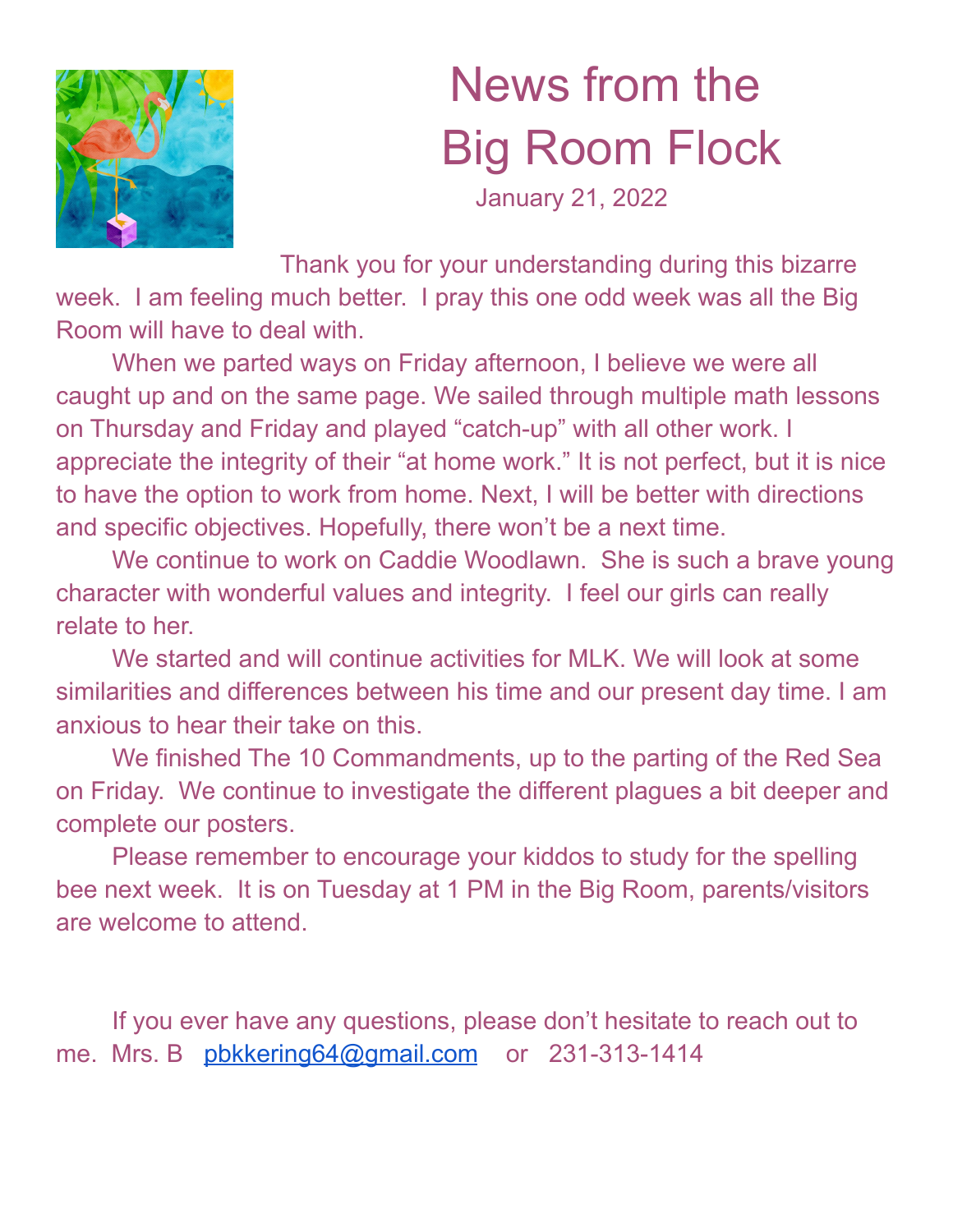# News from the Big Room Flock

January 21, 2022

Thank you for your understanding during this bizarre week. I am feeling much better. I pray this one odd week was all the Big Room will have to deal with.

When we parted ways on Friday afternoon, I believe we were all caught up and on the same page. We sailed through multiple math lessons on Thursday and Friday and played "catch-up" with all other work. I appreciate the integrity of their "at home work." It is not perfect, but it is nice to have the option to work from home. Next, I will be better with directions and specific objectives. Hopefully, there won't be a next time.

We continue to work on Caddie Woodlawn. She is such a brave young character with wonderful values and integrity. I feel our girls can really relate to her.

We started and will continue activities for MLK. We will look at some similarities and differences between his time and our present day time. I am anxious to hear their take on this.

We finished The 10 Commandments, up to the parting of the Red Sea on Friday. We continue to investigate the different plagues a bit deeper and complete our posters.

Please remember to encourage your kiddos to study for the spelling bee next week. It is on Tuesday at 1 PM in the Big Room, parents/visitors are welcome to attend.

If you ever have any questions, please don't hesitate to reach out to me. Mrs. B pbkkering64@gmail.com or 231-313-1414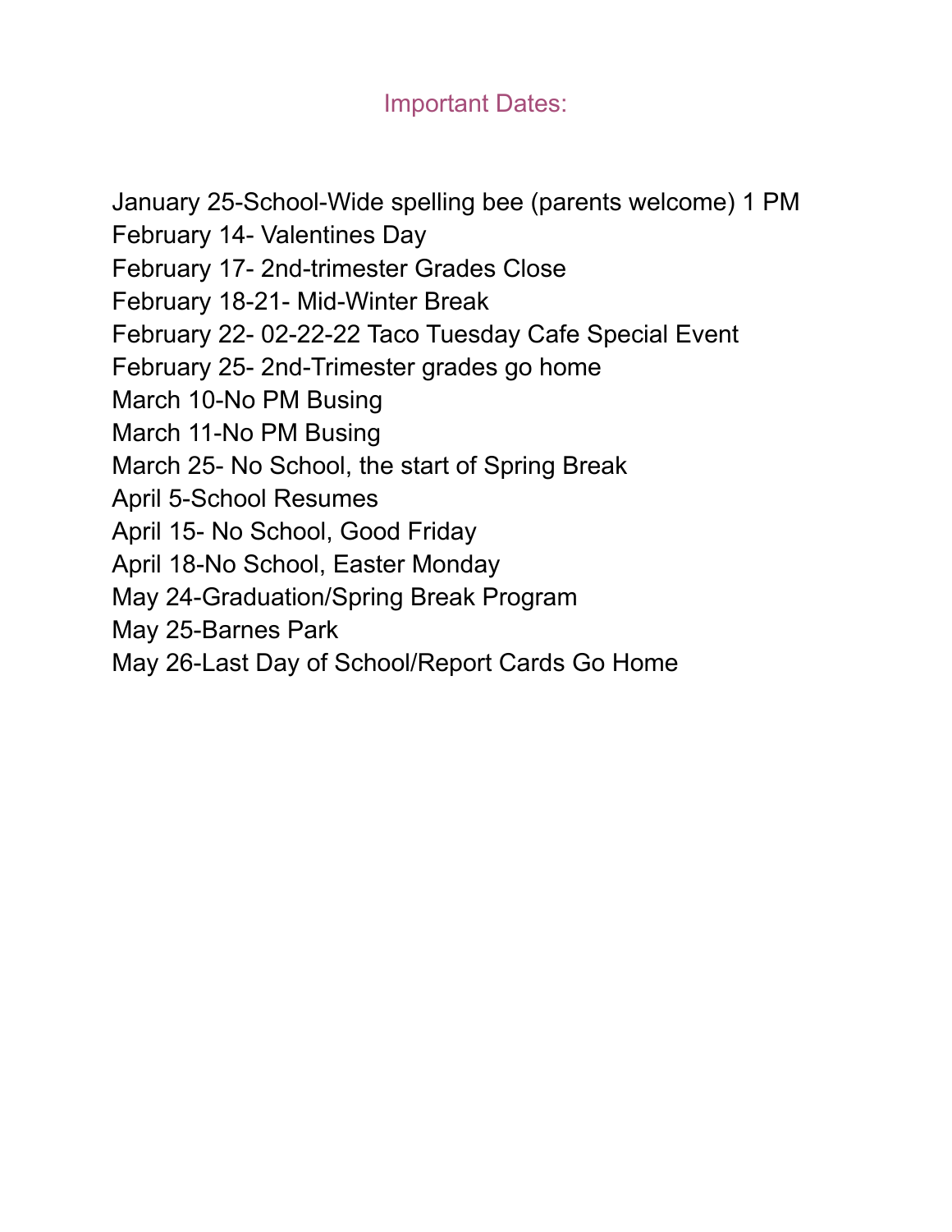## Important Dates:

January 25-School-Wide spelling bee (parents welcome) 1 PM
February 14- Valentines Day
February 17- 2nd-trimester Grades Close
February 18-21- Mid-Winter Break
February 22- 02-22-22 Taco Tuesday Cafe Special Event
February 25- 2nd-Trimester grades go home
March 10-No PM Busing
March 11-No PM Busing
March 25- No School, the start of Spring Break
April 5-School Resumes
April 15- No School, Good Friday
April 18-No School, Easter Monday
May 24-Graduation/Spring Break Program
May 25-Barnes Park
May 26-Last Day of School/Report Cards Go Home